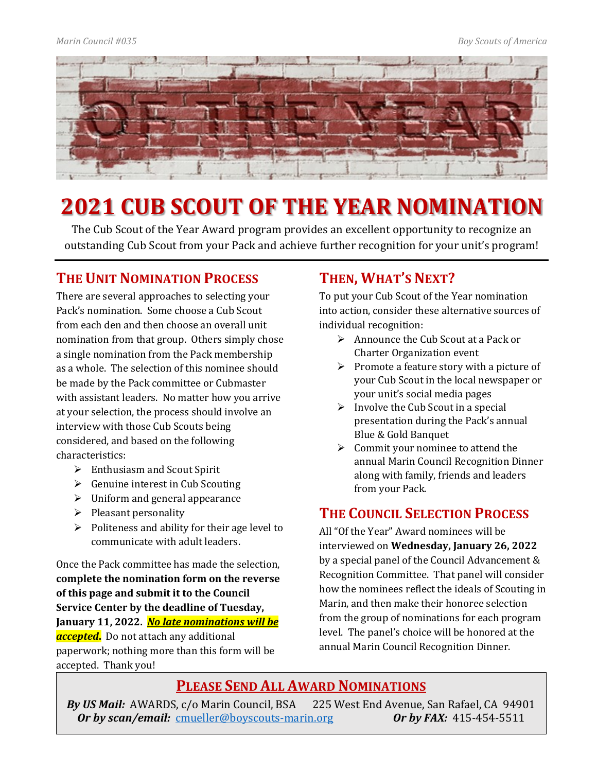# 2021 CUB SCOUT OF THE YEAR NOMINATION

The Cub Scout of the Year Award program provides an excellent opportunity to recognize an outstanding Cub Scout from your Pack and achieve further recognition for your unit's program!

## The Unit Nomination Process

There are several approaches to selecting your Pack's nomination. Some choose a Cub Scout from each den and then choose an overall unit nomination from that group. Others simply chose a single nomination from the Pack membership as a whole. The selection of this nominee should be made by the Pack committee or Cubmaster with assistant leaders. No matter how you arrive at your selection, the process should involve an interview with those Cub Scouts being considered, and based on the following characteristics:

- Enthusiasm and Scout Spirit
- Genuine interest in Cub Scouting
- Uniform and general appearance
- Pleasant personality
- Politeness and ability for their age level to communicate with adult leaders.

Once the Pack committee has made the selection, **complete the nomination form on the reverse of this page and submit it to the Council Service Center by the deadline of Tuesday, January 11, 2022.** ***No late nominations will be accepted*****.** Do not attach any additional paperwork; nothing more than this form will be accepted. Thank you!

## Then, What's Next?

To put your Cub Scout of the Year nomination into action, consider these alternative sources of individual recognition:

- Announce the Cub Scout at a Pack or Charter Organization event
- Promote a feature story with a picture of your Cub Scout in the local newspaper or your unit's social media pages
- Involve the Cub Scout in a special presentation during the Pack's annual Blue & Gold Banquet
- Commit your nominee to attend the annual Marin Council Recognition Dinner along with family, friends and leaders from your Pack.

## The Council Selection Process

All "Of the Year" Award nominees will be interviewed on **Wednesday, January 26, 2022** by a special panel of the Council Advancement & Recognition Committee. That panel will consider how the nominees reflect the ideals of Scouting in Marin, and then make their honoree selection from the group of nominations for each program level. The panel's choice will be honored at the annual Marin Council Recognition Dinner.

## Please Send All Award Nominations

***By US Mail:*** AWARDS, c/o Marin Council, BSA 225 West End Avenue, San Rafael, CA 94901
***Or by scan/email:*** cmueller@boyscouts-marin.org ***Or by FAX:*** 415-454-5511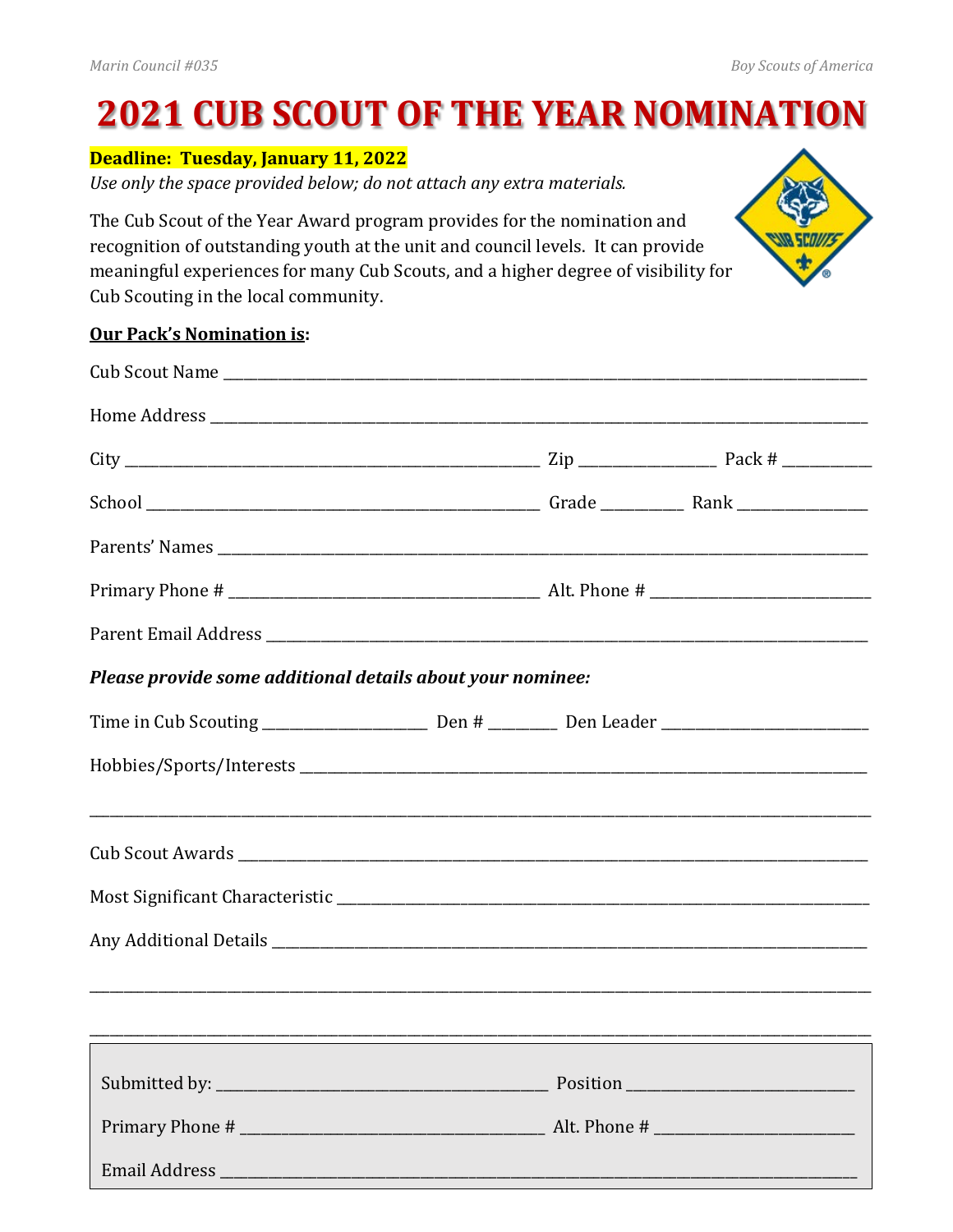Marin Council #035 Boy Scouts of America

# 2021 CUB SCOUT OF THE YEAR NOMINATION

**Deadline: Tuesday, January 11, 2022**

*Use only the space provided below; do not attach any extra materials.*

The Cub Scout of the Year Award program provides for the nomination and recognition of outstanding youth at the unit and council levels. It can provide meaningful experiences for many Cub Scouts, and a higher degree of visibility for Cub Scouting in the local community.

**<u>Our Pack's Nomination is</u>:**

Cub Scout Name ____________________________________________

Home Address ____________________________________________

City ______________________________ Zip __________ Pack # ________

School ______________________________ Grade ________ Rank ____________

Parents' Names ____________________________________________

Primary Phone # ______________________ Alt. Phone # ________________

Parent Email Address ____________________________________________

***Please provide some additional details about your nominee:***

Time in Cub Scouting ____________ Den # ______ Den Leader ______________

Hobbies/Sports/Interests ____________________________________________

____________________________________________________________

Cub Scout Awards ____________________________________________

Most Significant Characteristic ____________________________________________

Any Additional Details ____________________________________________

____________________________________________________________

____________________________________________________________

Submitted by: ______________________ Position ________________

Primary Phone # ______________________ Alt. Phone # ________________

Email Address ____________________________________________